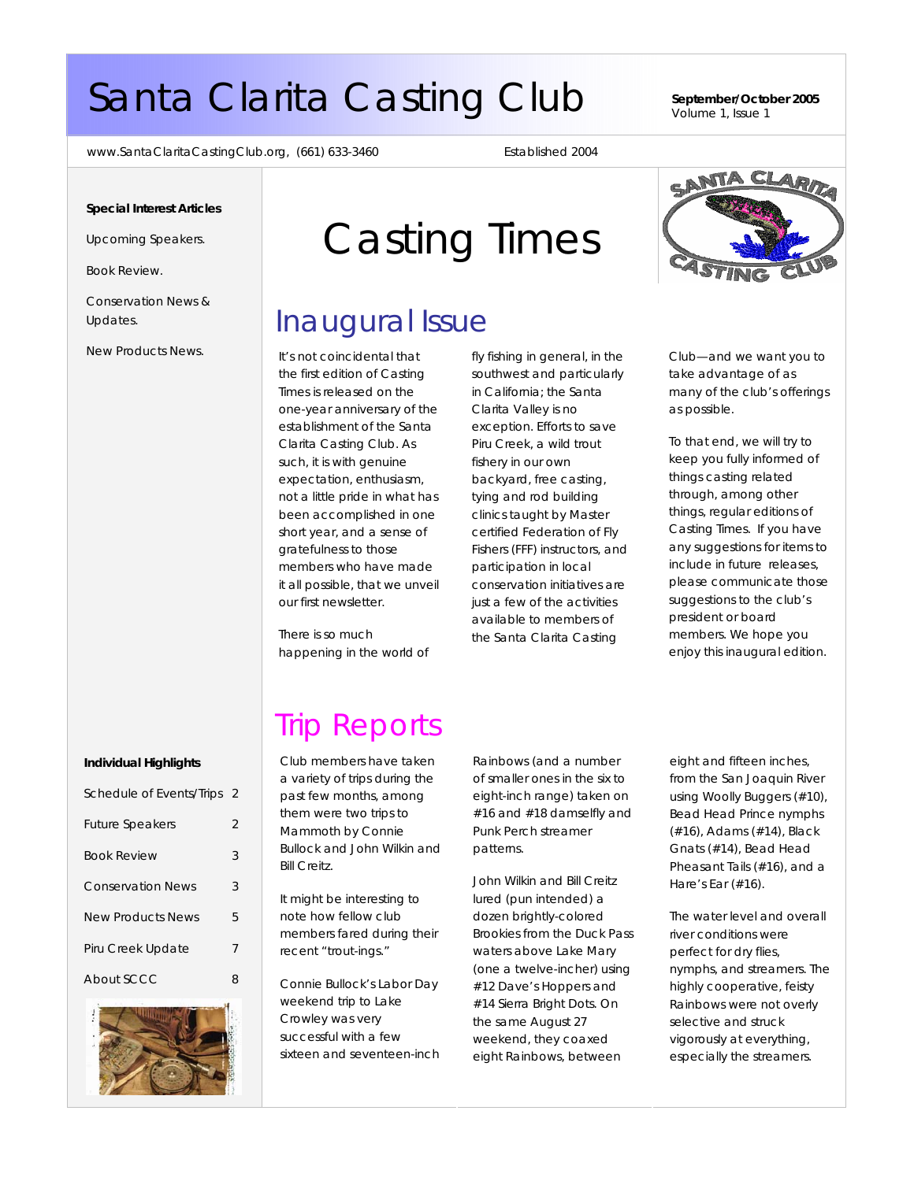# Santa Clarita Casting Club

**September/October 2005**
Volume 1, Issue 1

www.SantaClaritaCastingClub.org, (661) 633-3460

Established 2004

**Special Interest Articles**

Upcoming Speakers.

Book Review.

Conservation News & Updates.

New Products News.

**Individual Highlights**

| | |
|---|---|
| Schedule of Events/Trips | 2 |
| Future Speakers | 2 |
| Book Review | 3 |
| Conservation News | 3 |
| New Products News | 5 |
| Piru Creek Update | 7 |
| About SCCC | 8 |

# Casting Times

## Inaugural Issue

It's not coincidental that the first edition of Casting Times is released on the one-year anniversary of the establishment of the Santa Clarita Casting Club. As such, it is with genuine expectation, enthusiasm, not a little pride in what has been accomplished in one short year, and a sense of gratefulness to those members who have made it all possible, that we unveil our first newsletter.

There is so much happening in the world of fly fishing in general, in the southwest and particularly in California; the Santa Clarita Valley is no exception. Efforts to save Piru Creek, a wild trout fishery in our own backyard, free casting, tying and rod building clinics taught by Master certified Federation of Fly Fishers (FFF) instructors, and participation in local conservation initiatives are just a few of the activities available to members of the Santa Clarita Casting Club—and we want you to take advantage of as many of the club's offerings as possible.

To that end, we will try to keep you fully informed of things casting related through, among other things, regular editions of Casting Times. If you have any suggestions for items to include in future releases, please communicate those suggestions to the club's president or board members. We hope you enjoy this inaugural edition.

## Trip Reports

Club members have taken a variety of trips during the past few months, among them were two trips to Mammoth by Connie Bullock and John Wilkin and Bill Creitz.

It might be interesting to note how fellow club members fared during their recent "trout-ings."

Connie Bullock's Labor Day weekend trip to Lake Crowley was very successful with a few sixteen and seventeen-inch Rainbows (and a number of smaller ones in the six to eight-inch range) taken on #16 and #18 damselfly and Punk Perch streamer patterns.

John Wilkin and Bill Creitz lured (pun intended) a dozen brightly-colored Brookies from the Duck Pass waters above Lake Mary (one a twelve-incher) using #12 Dave's Hoppers and #14 Sierra Bright Dots. On the same August 27 weekend, they coaxed eight Rainbows, between eight and fifteen inches, from the San Joaquin River using Woolly Buggers (#10), Bead Head Prince nymphs (#16), Adams (#14), Black Gnats (#14), Bead Head Pheasant Tails (#16), and a Hare's Ear (#16).

The water level and overall river conditions were perfect for dry flies, nymphs, and streamers. The highly cooperative, feisty Rainbows were not overly selective and struck vigorously at everything, especially the streamers.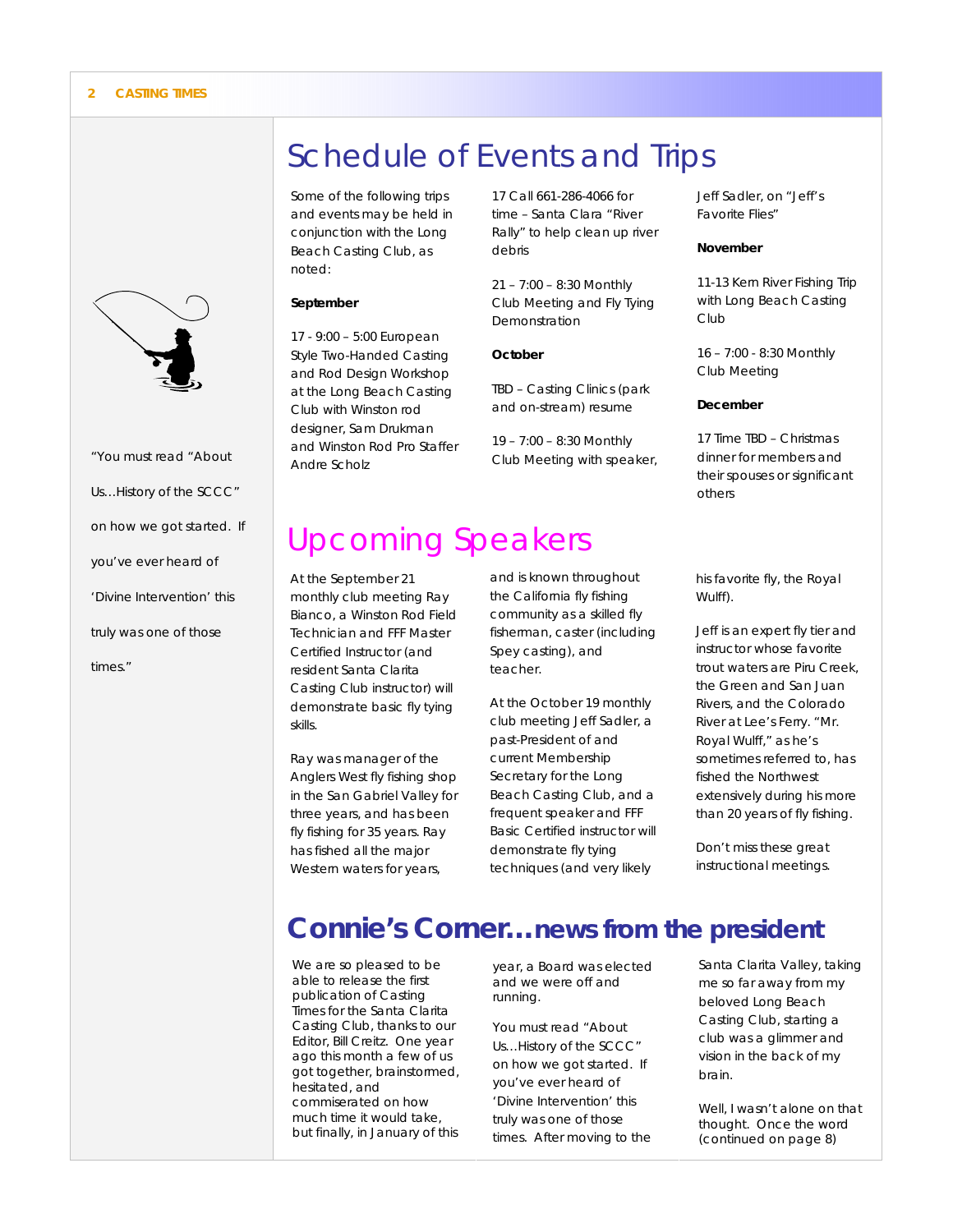# Schedule of Events and Trips

Some of the following trips and events may be held in conjunction with the Long Beach Casting Club, as noted:

**September**

17 - 9:00 – 5:00 European Style Two-Handed Casting and Rod Design Workshop at the Long Beach Casting Club with Winston rod designer, Sam Drukman and Winston Rod Pro Staffer Andre Scholz

17 Call 661-286-4066 for time – Santa Clara "River Rally" to help clean up river debris

21 – 7:00 – 8:30 Monthly Club Meeting and Fly Tying Demonstration

**October**

TBD – Casting Clinics (park and on-stream) resume

19 – 7:00 – 8:30 Monthly Club Meeting with speaker, Jeff Sadler, on "Jeff's Favorite Flies"

**November**

11-13 Kern River Fishing Trip with Long Beach Casting Club

16 – 7:00 - 8:30 Monthly Club Meeting

**December**

17 Time TBD – Christmas dinner for members and their spouses or significant others

"You must read "About Us…History of the SCCC" on how we got started. If you've ever heard of 'Divine Intervention' this truly was one of those times."

# Upcoming Speakers

At the September 21 monthly club meeting Ray Bianco, a Winston Rod Field Technician and FFF Master Certified Instructor (and resident Santa Clarita Casting Club instructor) will demonstrate basic fly tying skills.

Ray was manager of the Anglers West fly fishing shop in the San Gabriel Valley for three years, and has been fly fishing for 35 years. Ray has fished all the major Western waters for years, and is known throughout the California fly fishing community as a skilled fly fisherman, caster (including Spey casting), and teacher.

At the October 19 monthly club meeting Jeff Sadler, a past-President of and current Membership Secretary for the Long Beach Casting Club, and a frequent speaker and FFF Basic Certified instructor will demonstrate fly tying techniques (and very likely his favorite fly, the Royal Wulff).

Jeff is an expert fly tier and instructor whose favorite trout waters are Piru Creek, the Green and San Juan Rivers, and the Colorado River at Lee's Ferry. "Mr. Royal Wulff," as he's sometimes referred to, has fished the Northwest extensively during his more than 20 years of fly fishing.

Don't miss these great instructional meetings.

# Connie's Corner…news from the president

We are so pleased to be able to release the first publication of Casting Times for the Santa Clarita Casting Club, thanks to our Editor, Bill Creitz. One year ago this month a few of us got together, brainstormed, hesitated, and commiserated on how much time it would take, but finally, in January of this year, a Board was elected and we were off and running.

You must read "About Us…History of the SCCC" on how we got started. If you've ever heard of 'Divine Intervention' this truly was one of those times. After moving to the Santa Clarita Valley, taking me so far away from my beloved Long Beach Casting Club, starting a club was a glimmer and vision in the back of my brain.

Well, I wasn't alone on that thought. Once the word (continued on page 8)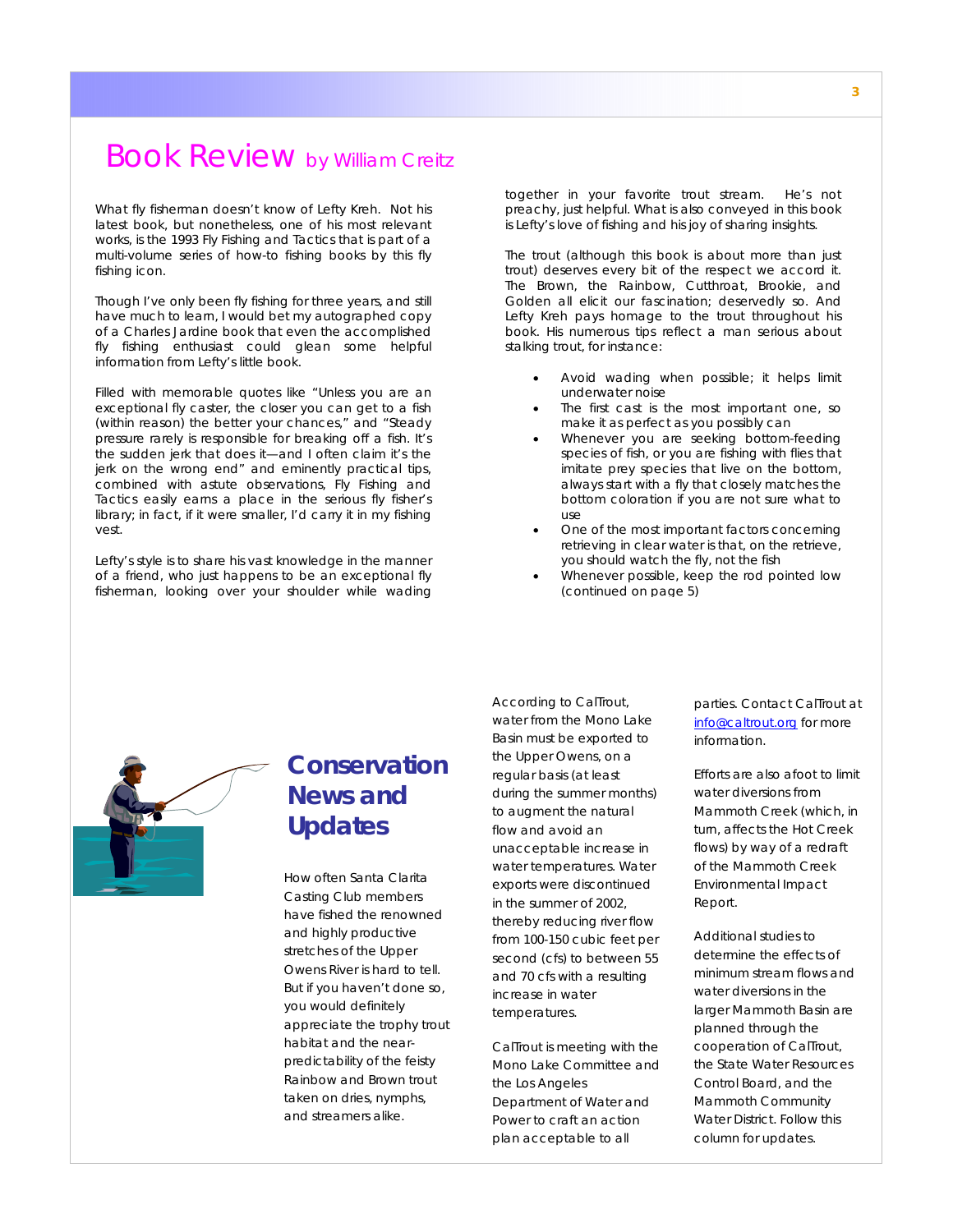# Book Review by William Creitz

What fly fisherman doesn't know of Lefty Kreh. Not his latest book, but nonetheless, one of his most relevant works, is the 1993 Fly Fishing and Tactics that is part of a multi-volume series of how-to fishing books by this fly fishing icon.

Though I've only been fly fishing for three years, and still have much to learn, I would bet my autographed copy of a Charles Jardine book that even the accomplished fly fishing enthusiast could glean some helpful information from Lefty's little book.

Filled with memorable quotes like "Unless you are an exceptional fly caster, the closer you can get to a fish (within reason) the better your chances," and "Steady pressure rarely is responsible for breaking off a fish. It's the sudden jerk that does it—and I often claim it's the jerk on the wrong end" and eminently practical tips, combined with astute observations, Fly Fishing and Tactics easily earns a place in the serious fly fisher's library; in fact, if it were smaller, I'd carry it in my fishing vest.

Lefty's style is to share his vast knowledge in the manner of a friend, who just happens to be an exceptional fly fisherman, looking over your shoulder while wading together in your favorite trout stream. He's not preachy, just helpful. What is also conveyed in this book is Lefty's love of fishing and his joy of sharing insights.

The trout (although this book is about more than just trout) deserves every bit of the respect we accord it. The Brown, the Rainbow, Cutthroat, Brookie, and Golden all elicit our fascination; deservedly so. And Lefty Kreh pays homage to the trout throughout his book. His numerous tips reflect a man serious about stalking trout, for instance:

- Avoid wading when possible; it helps limit underwater noise
- The first cast is the most important one, so make it as perfect as you possibly can
- Whenever you are seeking bottom-feeding species of fish, or you are fishing with flies that imitate prey species that live on the bottom, always start with a fly that closely matches the bottom coloration if you are not sure what to use
- One of the most important factors concerning retrieving in clear water is that, on the retrieve, you should watch the fly, not the fish
- Whenever possible, keep the rod pointed low (continued on page 5)

# Conservation News and Updates

How often Santa Clarita Casting Club members have fished the renowned and highly productive stretches of the Upper Owens River is hard to tell. But if you haven't done so, you would definitely appreciate the trophy trout habitat and the near-predictability of the feisty Rainbow and Brown trout taken on dries, nymphs, and streamers alike.

According to CalTrout, water from the Mono Lake Basin must be exported to the Upper Owens, on a regular basis (at least during the summer months) to augment the natural flow and avoid an unacceptable increase in water temperatures. Water exports were discontinued in the summer of 2002, thereby reducing river flow from 100-150 cubic feet per second (cfs) to between 55 and 70 cfs with a resulting increase in water temperatures.

CalTrout is meeting with the Mono Lake Committee and the Los Angeles Department of Water and Power to craft an action plan acceptable to all parties. Contact CalTrout at info@caltrout.org for more information.

Efforts are also afoot to limit water diversions from Mammoth Creek (which, in turn, affects the Hot Creek flows) by way of a redraft of the Mammoth Creek Environmental Impact Report.

Additional studies to determine the effects of minimum stream flows and water diversions in the larger Mammoth Basin are planned through the cooperation of CalTrout, the State Water Resources Control Board, and the Mammoth Community Water District. Follow this column for updates.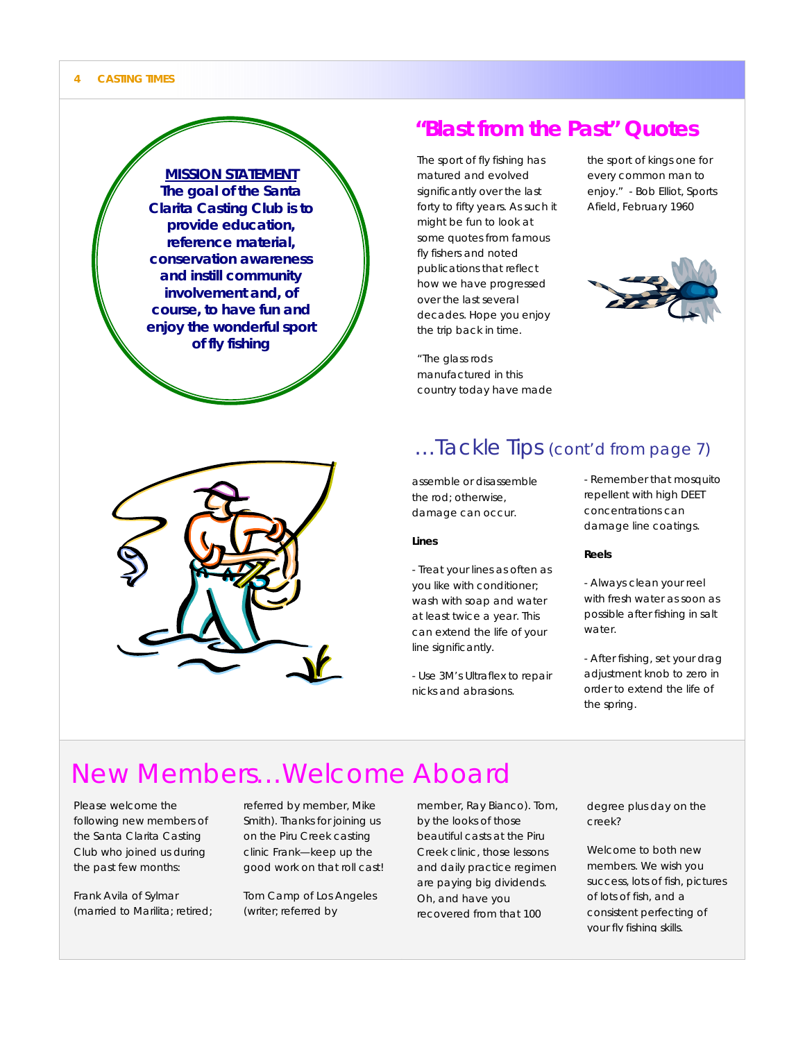**MISSION STATEMENT**

**The goal of the Santa Clarita Casting Club is to provide education, reference material, conservation awareness and instill community involvement and, of course, to have fun and enjoy the wonderful sport of fly fishing**

## "Blast from the Past" Quotes

The sport of fly fishing has matured and evolved significantly over the last forty to fifty years. As such it might be fun to look at some quotes from famous fly fishers and noted publications that reflect how we have progressed over the last several decades. Hope you enjoy the trip back in time.

"The glass rods manufactured in this country today have made the sport of kings one for every common man to enjoy." - Bob Elliot, Sports Afield, February 1960

## …Tackle Tips (cont'd from page 7)

assemble or disassemble the rod; otherwise, damage can occur.

**Lines**

- Treat your lines as often as you like with conditioner; wash with soap and water at least twice a year. This can extend the life of your line significantly.

- Use 3M's Ultraflex to repair nicks and abrasions.

- Remember that mosquito repellent with high DEET concentrations can damage line coatings.

**Reels**

- Always clean your reel with fresh water as soon as possible after fishing in salt water.

- After fishing, set your drag adjustment knob to zero in order to extend the life of the spring.

## New Members…Welcome Aboard

Please welcome the following new members of the Santa Clarita Casting Club who joined us during the past few months:

Frank Avila of Sylmar (married to Marilita; retired; referred by member, Mike Smith). Thanks for joining us on the Piru Creek casting clinic Frank—keep up the good work on that roll cast!

Tom Camp of Los Angeles (writer; referred by member, Ray Bianco). Tom, by the looks of those beautiful casts at the Piru Creek clinic, those lessons and daily practice regimen are paying big dividends. Oh, and have you recovered from that 100 degree plus day on the creek?

Welcome to both new members. We wish you success, lots of fish, pictures of lots of fish, and a consistent perfecting of your fly fishing skills.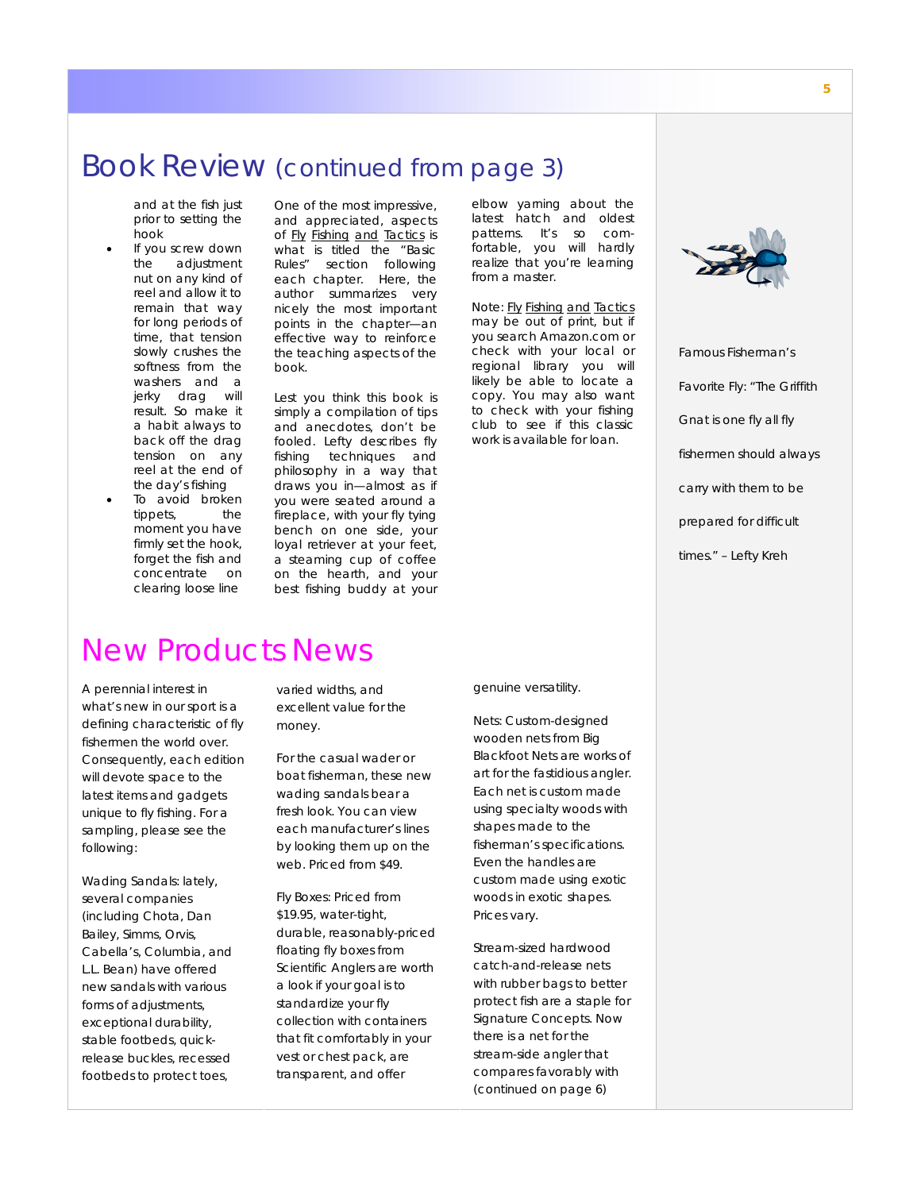# Book Review (continued from page 3)

and at the fish just prior to setting the hook

- If you screw down the adjustment nut on any kind of reel and allow it to remain that way for long periods of time, that tension slowly crushes the softness from the washers and a jerky drag will result. So make it a habit always to back off the drag tension on any reel at the end of the day's fishing
- To avoid broken tippets, the moment you have firmly set the hook, forget the fish and concentrate on clearing loose line

One of the most impressive, and appreciated, aspects of Fly Fishing and Tactics is what is titled the "Basic Rules" section following each chapter. Here, the author summarizes very nicely the most important points in the chapter—an effective way to reinforce the teaching aspects of the book.

Lest you think this book is simply a compilation of tips and anecdotes, don't be fooled. Lefty describes fly fishing techniques and philosophy in a way that draws you in—almost as if you were seated around a fireplace, with your fly tying bench on one side, your loyal retriever at your feet, a steaming cup of coffee on the hearth, and your best fishing buddy at your elbow yarning about the latest hatch and oldest patterns. It's so comfortable, you will hardly realize that you're learning from a master.

Note: Fly Fishing and Tactics may be out of print, but if you search Amazon.com or check with your local or regional library you will likely be able to locate a copy. You may also want to check with your fishing club to see if this classic work is available for loan.

Famous Fisherman's Favorite Fly: "The Griffith Gnat is one fly all fly fishermen should always carry with them to be prepared for difficult times." – Lefty Kreh

# New Products News

A perennial interest in what's new in our sport is a defining characteristic of fly fishermen the world over. Consequently, each edition will devote space to the latest items and gadgets unique to fly fishing. For a sampling, please see the following:

Wading Sandals: lately, several companies (including Chota, Dan Bailey, Simms, Orvis, Cabella's, Columbia, and L.L. Bean) have offered new sandals with various forms of adjustments, exceptional durability, stable footbeds, quick-release buckles, recessed footbeds to protect toes, varied widths, and excellent value for the money.

For the casual wader or boat fisherman, these new wading sandals bear a fresh look. You can view each manufacturer's lines by looking them up on the web. Priced from $49.

Fly Boxes: Priced from $19.95, water-tight, durable, reasonably-priced floating fly boxes from Scientific Anglers are worth a look if your goal is to standardize your fly collection with containers that fit comfortably in your vest or chest pack, are transparent, and offer genuine versatility.

Nets: Custom-designed wooden nets from Big Blackfoot Nets are works of art for the fastidious angler. Each net is custom made using specialty woods with shapes made to the fisherman's specifications. Even the handles are custom made using exotic woods in exotic shapes. Prices vary.

Stream-sized hardwood catch-and-release nets with rubber bags to better protect fish are a staple for Signature Concepts. Now there is a net for the stream-side angler that compares favorably with (continued on page 6)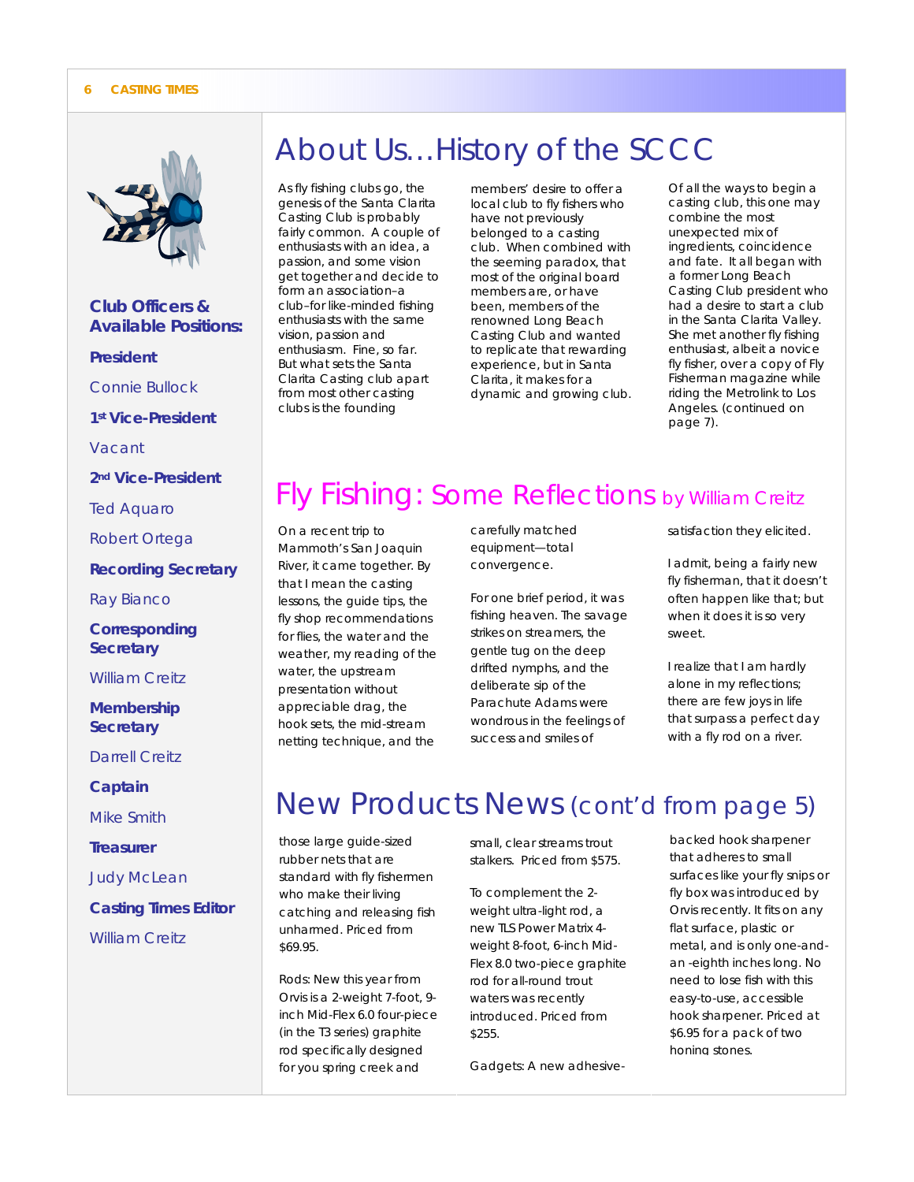## Club Officers & Available Positions:

**President**

Connie Bullock

**1st Vice-President**

Vacant

**2nd Vice-President**

Ted Aquaro

Robert Ortega

**Recording Secretary**

Ray Bianco

**Corresponding Secretary**

William Creitz

**Membership Secretary**

Darrell Creitz

**Captain**

Mike Smith

**Treasurer**

Judy McLean

**Casting Times Editor**

William Creitz

# About Us…History of the SCCC

As fly fishing clubs go, the genesis of the Santa Clarita Casting Club is probably fairly common. A couple of enthusiasts with an idea, a passion, and some vision get together and decide to form an association–a club–for like-minded fishing enthusiasts with the same vision, passion and enthusiasm. Fine, so far. But what sets the Santa Clarita Casting club apart from most other casting clubs is the founding members' desire to offer a local club to fly fishers who have not previously belonged to a casting club. When combined with the seeming paradox, that most of the original board members are, or have been, members of the renowned Long Beach Casting Club and wanted to replicate that rewarding experience, but in Santa Clarita, it makes for a dynamic and growing club.

Of all the ways to begin a casting club, this one may combine the most unexpected mix of ingredients, coincidence and fate. It all began with a former Long Beach Casting Club president who had a desire to start a club in the Santa Clarita Valley. She met another fly fishing enthusiast, albeit a novice fly fisher, over a copy of Fly Fisherman magazine while riding the Metrolink to Los Angeles. (continued on page 7).

# Fly Fishing: Some Reflections by William Creitz

On a recent trip to Mammoth's San Joaquin River, it came together. By that I mean the casting lessons, the guide tips, the fly shop recommendations for flies, the water and the weather, my reading of the water, the upstream presentation without appreciable drag, the hook sets, the mid-stream netting technique, and the carefully matched equipment—total convergence.

For one brief period, it was fishing heaven. The savage strikes on streamers, the gentle tug on the deep drifted nymphs, and the deliberate sip of the Parachute Adams were wondrous in the feelings of success and smiles of satisfaction they elicited.

I admit, being a fairly new fly fisherman, that it doesn't often happen like that; but when it does it is so very sweet.

I realize that I am hardly alone in my reflections; there are few joys in life that surpass a perfect day with a fly rod on a river.

# New Products News (cont'd from page 5)

those large guide-sized rubber nets that are standard with fly fishermen who make their living catching and releasing fish unharmed. Priced from $69.95.

Rods: New this year from Orvis is a 2-weight 7-foot, 9-inch Mid-Flex 6.0 four-piece (in the T3 series) graphite rod specifically designed for you spring creek and small, clear streams trout stalkers. Priced from $575.

To complement the 2-weight ultra-light rod, a new TLS Power Matrix 4-weight 8-foot, 6-inch Mid-Flex 8.0 two-piece graphite rod for all-round trout waters was recently introduced. Priced from $255.

Gadgets: A new adhesive-backed hook sharpener that adheres to small surfaces like your fly snips or fly box was introduced by Orvis recently. It fits on any flat surface, plastic or metal, and is only one-and-an -eighth inches long. No need to lose fish with this easy-to-use, accessible hook sharpener. Priced at $6.95 for a pack of two honing stones.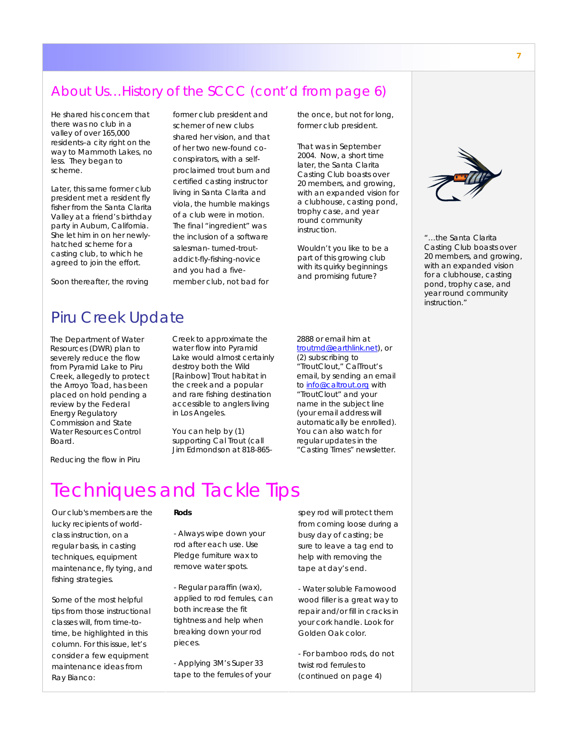## About Us…History of the SCCC (cont'd from page 6)

He shared his concern that there was no club in a valley of over 165,000 residents–a city right on the way to Mammoth Lakes, no less. They began to scheme.

Later, this same former club president met a resident fly fisher from the Santa Clarita Valley at a friend's birthday party in Auburn, California. She let him in on her newly-hatched scheme for a casting club, to which he agreed to join the effort.

Soon thereafter, the roving former club president and schemer of new clubs shared her vision, and that of her two new-found co-conspirators, with a self-proclaimed trout bum and certified casting instructor living in Santa Clarita and viola, the humble makings of a club were in motion. The final "ingredient" was the inclusion of a software salesman- turned-trout-addict-fly-fishing-novice and you had a five-member club, not bad for the once, but not for long, former club president.

That was in September 2004. Now, a short time later, the Santa Clarita Casting Club boasts over 20 members, and growing, with an expanded vision for a clubhouse, casting pond, trophy case, and year round community instruction.

Wouldn't you like to be a part of this growing club with its quirky beginnings and promising future?

"…the Santa Clarita Casting Club boasts over 20 members, and growing, with an expanded vision for a clubhouse, casting pond, trophy case, and year round community instruction."

## Piru Creek Update

The Department of Water Resources (DWR) plan to severely reduce the flow from Pyramid Lake to Piru Creek, allegedly to protect the Arroyo Toad, has been placed on hold pending a review by the Federal Energy Regulatory Commission and State Water Resources Control Board.

Reducing the flow in Piru Creek to approximate the water flow into Pyramid Lake would almost certainly destroy both the Wild [Rainbow] Trout habitat in the creek and a popular and rare fishing destination accessible to anglers living in Los Angeles.

You can help by (1) supporting Cal Trout (call Jim Edmondson at 818-865-2888 or email him at troutmd@earthlink.net), or (2) subscribing to "TroutClout," CalTrout's email, by sending an email to info@caltrout.org with "TroutClout" and your name in the subject line (your email address will automatically be enrolled). You can also watch for regular updates in the "Casting Times" newsletter.

# Techniques and Tackle Tips

Our club's members are the lucky recipients of world-class instruction, on a regular basis, in casting techniques, equipment maintenance, fly tying, and fishing strategies.

Some of the most helpful tips from those instructional classes will, from time-to-time, be highlighted in this column. For this issue, let's consider a few equipment maintenance ideas from Ray Bianco:

**Rods**

- Always wipe down your rod after each use. Use Pledge furniture wax to remove water spots.

- Regular paraffin (wax), applied to rod ferrules, can both increase the fit tightness and help when breaking down your rod pieces.

- Applying 3M's Super 33 tape to the ferrules of your spey rod will protect them from coming loose during a busy day of casting; be sure to leave a tag end to help with removing the tape at day's end.

- Water soluble Famowood wood filler is a great way to repair and/or fill in cracks in your cork handle. Look for Golden Oak color.

- For bamboo rods, do not twist rod ferrules to (continued on page 4)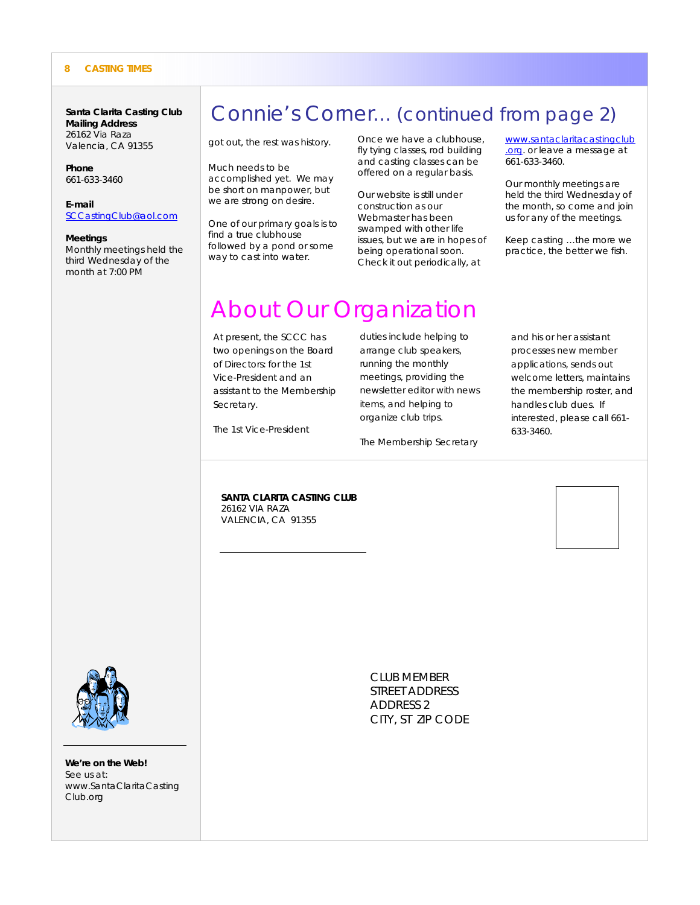**Santa Clarita Casting Club Mailing Address**
26162 Via Raza
Valencia, CA 91355

**Phone**
661-633-3460

**E-mail**
SCCastingClub@aol.com

**Meetings**
Monthly meetings held the third Wednesday of the month at 7:00 PM

## Connie's Corner… (continued from page 2)

got out, the rest was history.

Much needs to be accomplished yet. We may be short on manpower, but we are strong on desire.

One of our primary goals is to find a true clubhouse followed by a pond or some way to cast into water.

Once we have a clubhouse, fly tying classes, rod building and casting classes can be offered on a regular basis.

Our website is still under construction as our Webmaster has been swamped with other life issues, but we are in hopes of being operational soon. Check it out periodically, at www.santaclaritacastingclub.org. or leave a message at 661-633-3460.

Our monthly meetings are held the third Wednesday of the month, so come and join us for any of the meetings.

Keep casting …the more we practice, the better we fish.

## About Our Organization

At present, the SCCC has two openings on the Board of Directors: for the 1st Vice-President and an assistant to the Membership Secretary.

The 1st Vice-President duties include helping to arrange club speakers, running the monthly meetings, providing the newsletter editor with news items, and helping to organize club trips.

The Membership Secretary and his or her assistant processes new member applications, sends out welcome letters, maintains the membership roster, and handles club dues. If interested, please call 661-633-3460.

**SANTA CLARITA CASTING CLUB**
26162 VIA RAZA
VALENCIA, CA 91355

CLUB MEMBER
STREET ADDRESS
ADDRESS 2
CITY, ST ZIP CODE

**We're on the Web!**
See us at:
www.SantaClaritaCastingClub.org